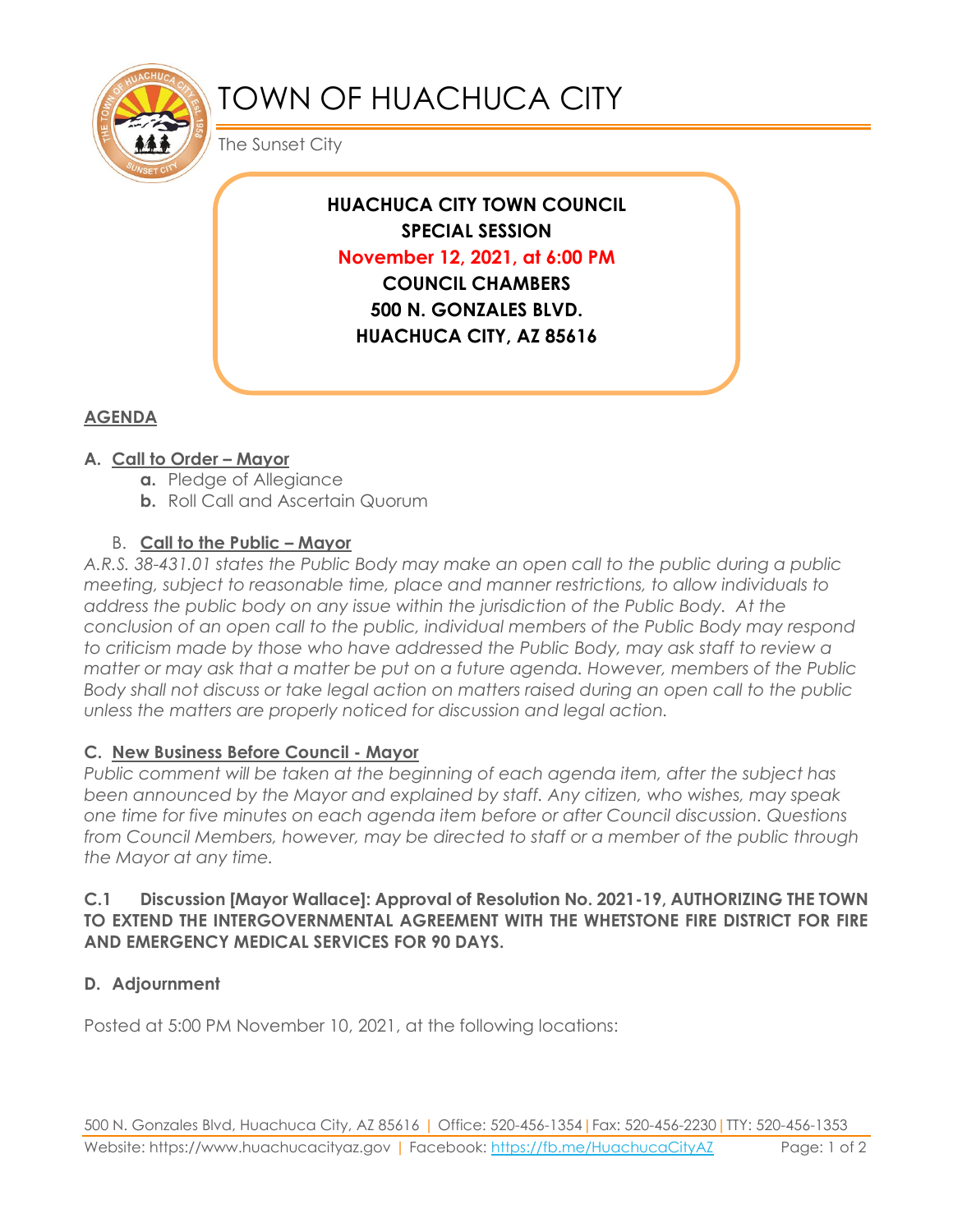# TOWN OF HUACHUCA CITY

The Sunset City

**HUACHUCA CITY TOWN COUNCIL**
**SPECIAL SESSION**
**November 12, 2021, at 6:00 PM**
**COUNCIL CHAMBERS**
**500 N. GONZALES BLVD.**
**HUACHUCA CITY, AZ 85616**

## AGENDA

### A. Call to Order – Mayor

- **a.** Pledge of Allegiance
- **b.** Roll Call and Ascertain Quorum

### B. Call to the Public – Mayor

*A.R.S. 38-431.01 states the Public Body may make an open call to the public during a public meeting, subject to reasonable time, place and manner restrictions, to allow individuals to address the public body on any issue within the jurisdiction of the Public Body. At the conclusion of an open call to the public, individual members of the Public Body may respond to criticism made by those who have addressed the Public Body, may ask staff to review a matter or may ask that a matter be put on a future agenda. However, members of the Public Body shall not discuss or take legal action on matters raised during an open call to the public unless the matters are properly noticed for discussion and legal action.*

### C. New Business Before Council - Mayor

*Public comment will be taken at the beginning of each agenda item, after the subject has been announced by the Mayor and explained by staff. Any citizen, who wishes, may speak one time for five minutes on each agenda item before or after Council discussion. Questions from Council Members, however, may be directed to staff or a member of the public through the Mayor at any time.*

**C.1 Discussion [Mayor Wallace]: Approval of Resolution No. 2021-19, AUTHORIZING THE TOWN TO EXTEND THE INTERGOVERNMENTAL AGREEMENT WITH THE WHETSTONE FIRE DISTRICT FOR FIRE AND EMERGENCY MEDICAL SERVICES FOR 90 DAYS.**

### D. Adjournment

Posted at 5:00 PM November 10, 2021, at the following locations:

500 N. Gonzales Blvd, Huachuca City, AZ 85616 | Office: 520-456-1354 | Fax: 520-456-2230 | TTY: 520-456-1353
Website: https://www.huachucacityaz.gov | Facebook: https://fb.me/HuachucaCityAZ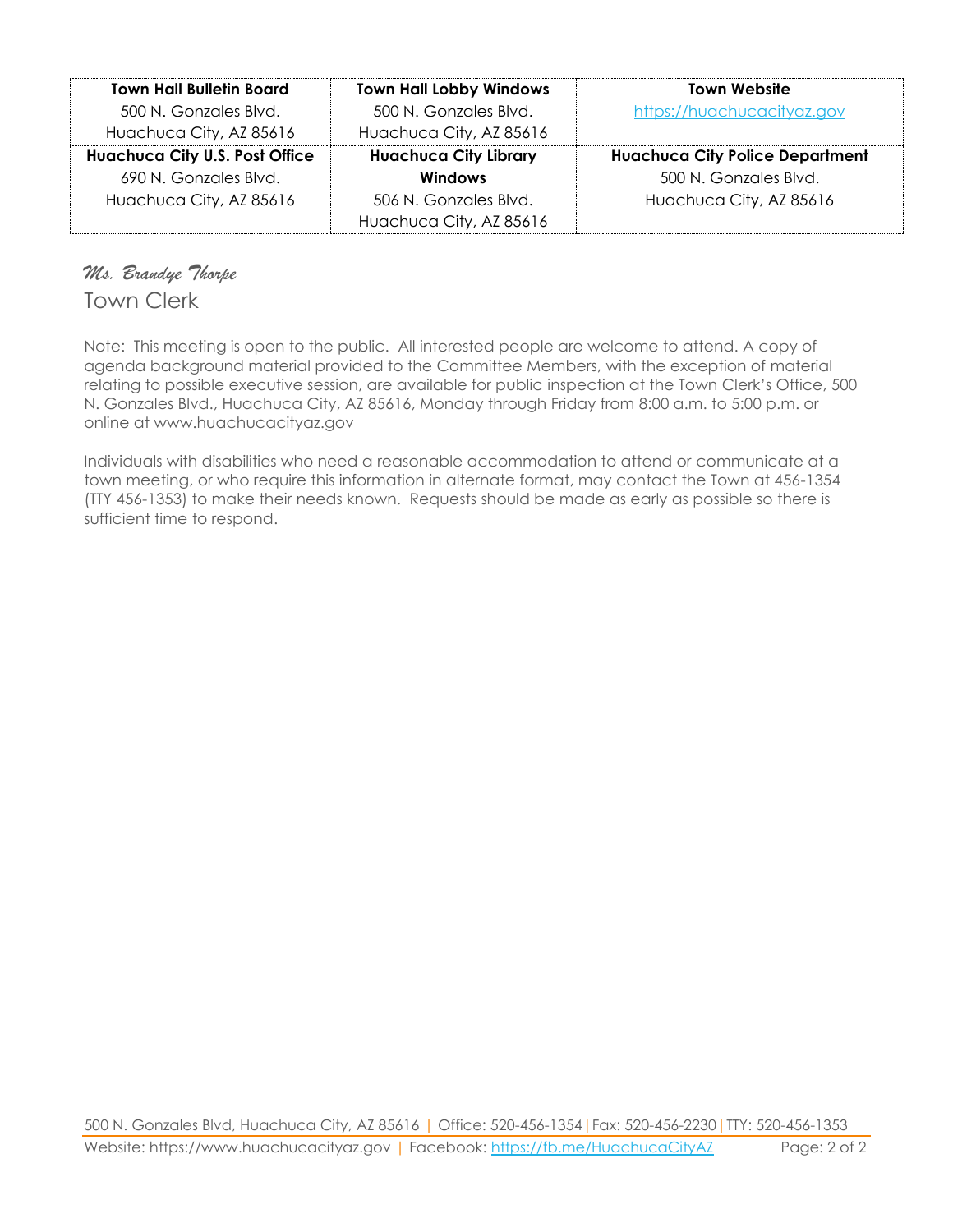| | | |
|---|---|---|
| **Town Hall Bulletin Board**<br>500 N. Gonzales Blvd.<br>Huachuca City, AZ 85616 | **Town Hall Lobby Windows**<br>500 N. Gonzales Blvd.<br>Huachuca City, AZ 85616 | **Town Website**<br>https://huachucacityaz.gov |
| **Huachuca City U.S. Post Office**<br>690 N. Gonzales Blvd.<br>Huachuca City, AZ 85616 | **Huachuca City Library Windows**<br>506 N. Gonzales Blvd.<br>Huachuca City, AZ 85616 | **Huachuca City Police Department**<br>500 N. Gonzales Blvd.<br>Huachuca City, AZ 85616 |

*Ms. Brandye Thorpe*
Town Clerk

Note: This meeting is open to the public. All interested people are welcome to attend. A copy of agenda background material provided to the Committee Members, with the exception of material relating to possible executive session, are available for public inspection at the Town Clerk's Office, 500 N. Gonzales Blvd., Huachuca City, AZ 85616, Monday through Friday from 8:00 a.m. to 5:00 p.m. or online at www.huachucacityaz.gov

Individuals with disabilities who need a reasonable accommodation to attend or communicate at a town meeting, or who require this information in alternate format, may contact the Town at 456-1354 (TTY 456-1353) to make their needs known. Requests should be made as early as possible so there is sufficient time to respond.